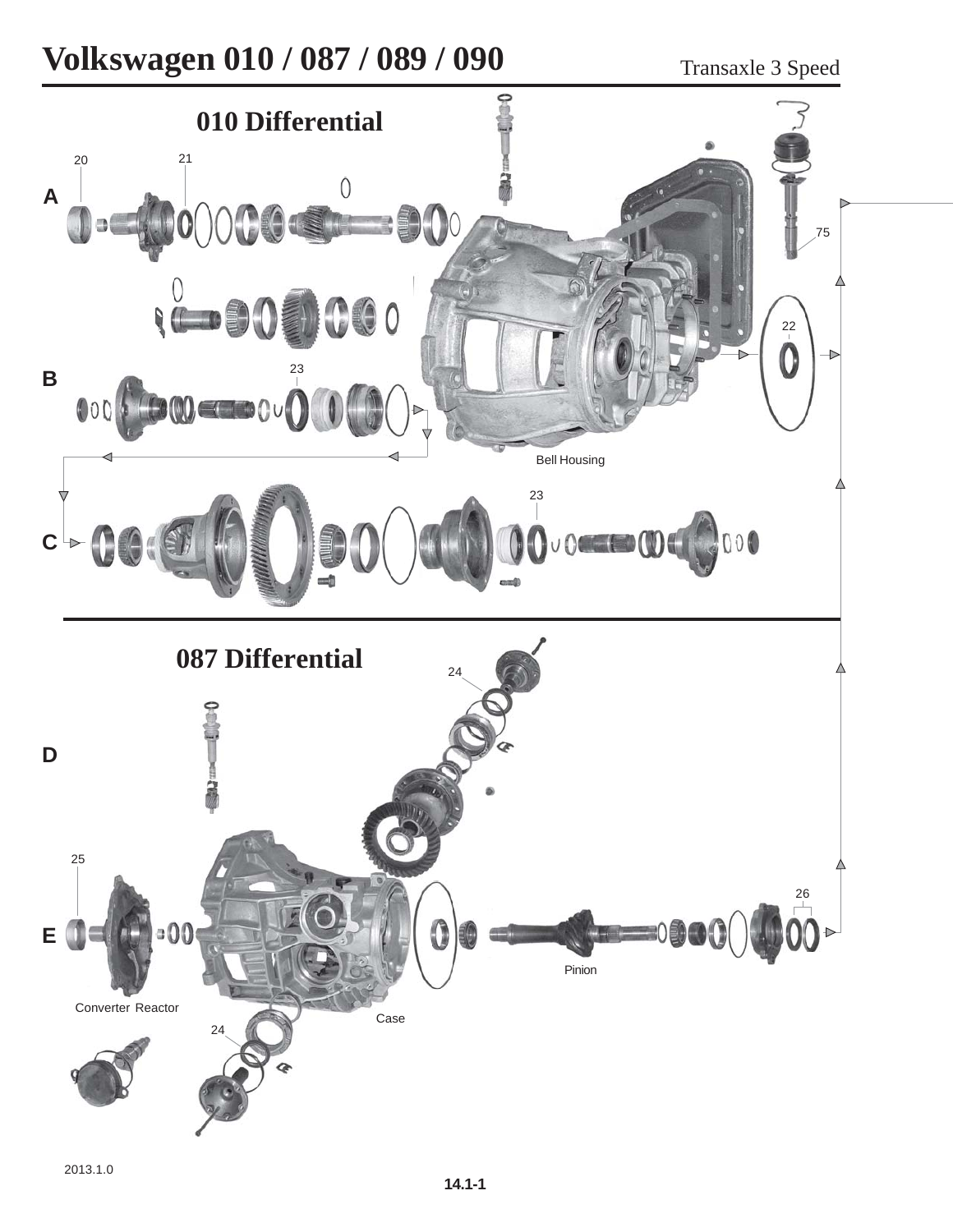# Volkswagen 010 / 087 / 089 / 090

Transaxle 3 Speed

## 010 Differential

20 21

A

75

22

23

B

Bell Housing

23

C

## 087 Differential

24

D

25

26

E

Pinion

Converter Reactor

Case

24

2013.1.0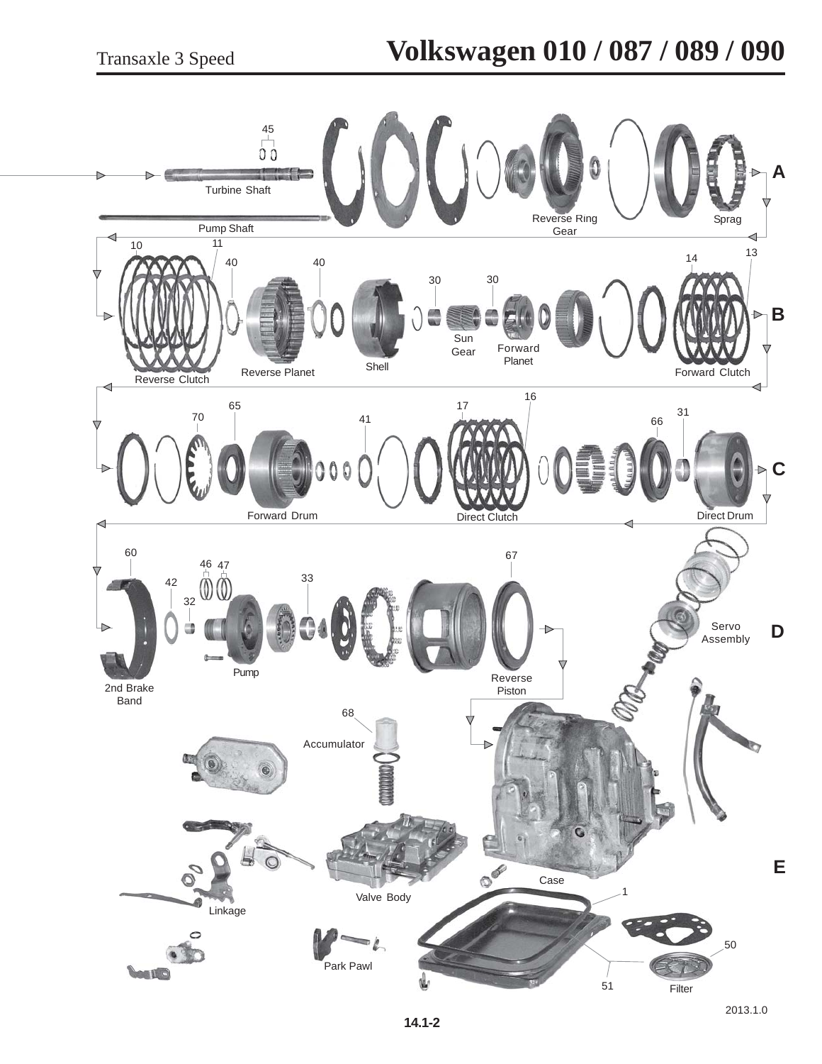# Transaxle 3 Speed

# Volkswagen 010 / 087 / 089 / 090

45

Turbine Shaft

Pump Shaft

Reverse Ring Gear

Sprag

A

10 11 40 40 30 30 14 13

Reverse Clutch

Reverse Planet

Shell

Sun Gear

Forward Planet

Forward Clutch

B

70 65 41 17 16 66 31

Forward Drum

Direct Clutch

Direct Drum

C

60 46 47 42 32 33 67

2nd Brake Band

Pump

Reverse Piston

Servo Assembly

D

68

Accumulator

Linkage

Valve Body

Park Pawl

Case

1

50

51

Filter

E

2013.1.0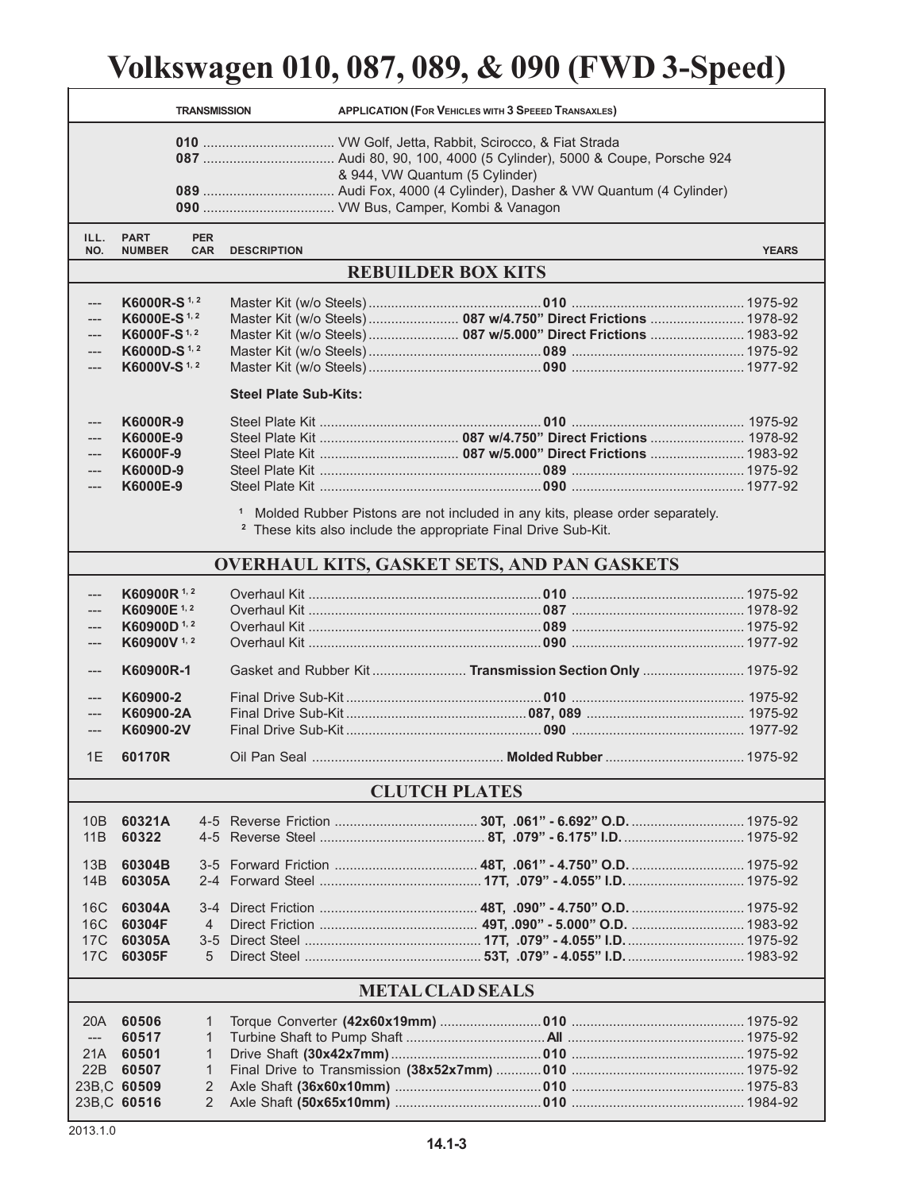# Volkswagen 010, 087, 089, & 090 (FWD 3-Speed)

| TRANSMISSION | APPLICATION (For Vehicles with 3 Speeed Transaxles) |
|---|---|
| 010 | VW Golf, Jetta, Rabbit, Scirocco, & Fiat Strada |
| 087 | Audi 80, 90, 100, 4000 (5 Cylinder), 5000 & Coupe, Porsche 924 & 944, VW Quantum (5 Cylinder) |
| 089 | Audi Fox, 4000 (4 Cylinder), Dasher & VW Quantum (4 Cylinder) |
| 090 | VW Bus, Camper, Kombi & Vanagon |

| ILL. NO. | PART NUMBER | PER CAR | DESCRIPTION | | YEARS |
|---|---|---|---|---|---|
| | | | **REBUILDER BOX KITS** | | |
| --- | **K6000R-S** [1,2] | | Master Kit (w/o Steels) | **010** | 1975-92 |
| --- | **K6000E-S** [1,2] | | Master Kit (w/o Steels) | **087 w/4.750" Direct Frictions** | 1978-92 |
| --- | **K6000F-S** [1,2] | | Master Kit (w/o Steels) | **087 w/5.000" Direct Frictions** | 1983-92 |
| --- | **K6000D-S** [1,2] | | Master Kit (w/o Steels) | **089** | 1975-92 |
| --- | **K6000V-S** [1,2] | | Master Kit (w/o Steels) | **090** | 1977-92 |
| | | | **Steel Plate Sub-Kits:** | | |
| --- | **K6000R-9** | | Steel Plate Kit | **010** | 1975-92 |
| --- | **K6000E-9** | | Steel Plate Kit | **087 w/4.750" Direct Frictions** | 1978-92 |
| --- | **K6000F-9** | | Steel Plate Kit | **087 w/5.000" Direct Frictions** | 1983-92 |
| --- | **K6000D-9** | | Steel Plate Kit | **089** | 1975-92 |
| --- | **K6000E-9** | | Steel Plate Kit | **090** | 1977-92 |
| | | | **OVERHAUL KITS, GASKET SETS, AND PAN GASKETS** | | |
| --- | **K60900R** [1,2] | | Overhaul Kit | **010** | 1975-92 |
| --- | **K60900E** [1,2] | | Overhaul Kit | **087** | 1978-92 |
| --- | **K60900D** [1,2] | | Overhaul Kit | **089** | 1975-92 |
| --- | **K60900V** [1,2] | | Overhaul Kit | **090** | 1977-92 |
| --- | **K60900R-1** | | Gasket and Rubber Kit | **Transmission Section Only** | 1975-92 |
| --- | **K60900-2** | | Final Drive Sub-Kit | **010** | 1975-92 |
| --- | **K60900-2A** | | Final Drive Sub-Kit | **087, 089** | 1975-92 |
| --- | **K60900-2V** | | Final Drive Sub-Kit | **090** | 1977-92 |
| 1E | **60170R** | | Oil Pan Seal | **Molded Rubber** | 1975-92 |
| | | | **CLUTCH PLATES** | | |
| 10B | **60321A** | 4-5 | Reverse Friction | **30T, .061" - 6.692" O.D.** | 1975-92 |
| 11B | **60322** | 4-5 | Reverse Steel | **8T, .079" - 6.175" I.D.** | 1975-92 |
| 13B | **60304B** | 3-5 | Forward Friction | **48T, .061" - 4.750" O.D.** | 1975-92 |
| 14B | **60305A** | 2-4 | Forward Steel | **17T, .079" - 4.055" I.D.** | 1975-92 |
| 16C | **60304A** | 3-4 | Direct Friction | **48T, .090" - 4.750" O.D.** | 1975-92 |
| 16C | **60304F** | 4 | Direct Friction | **49T, .090" - 5.000" O.D.** | 1983-92 |
| 17C | **60305A** | 3-5 | Direct Steel | **17T, .079" - 4.055" I.D.** | 1975-92 |
| 17C | **60305F** | 5 | Direct Steel | **53T, .079" - 4.055" I.D.** | 1983-92 |
| | | | **METAL CLAD SEALS** | | |
| 20A | **60506** | 1 | Torque Converter **(42x60x19mm)** | **010** | 1975-92 |
| --- | **60517** | 1 | Turbine Shaft to Pump Shaft | **All** | 1975-92 |
| 21A | **60501** | 1 | Drive Shaft **(30x42x7mm)** | **010** | 1975-92 |
| 22B | **60507** | 1 | Final Drive to Transmission **(38x52x7mm)** | **010** | 1975-92 |
| 23B,C | **60509** | 2 | Axle Shaft **(36x60x10mm)** | **010** | 1975-83 |
| 23B,C | **60516** | 2 | Axle Shaft **(50x65x10mm)** | **010** | 1984-92 |

[1] Molded Rubber Pistons are not included in any kits, please order separately.
[2] These kits also include the appropriate Final Drive Sub-Kit.

2013.1.0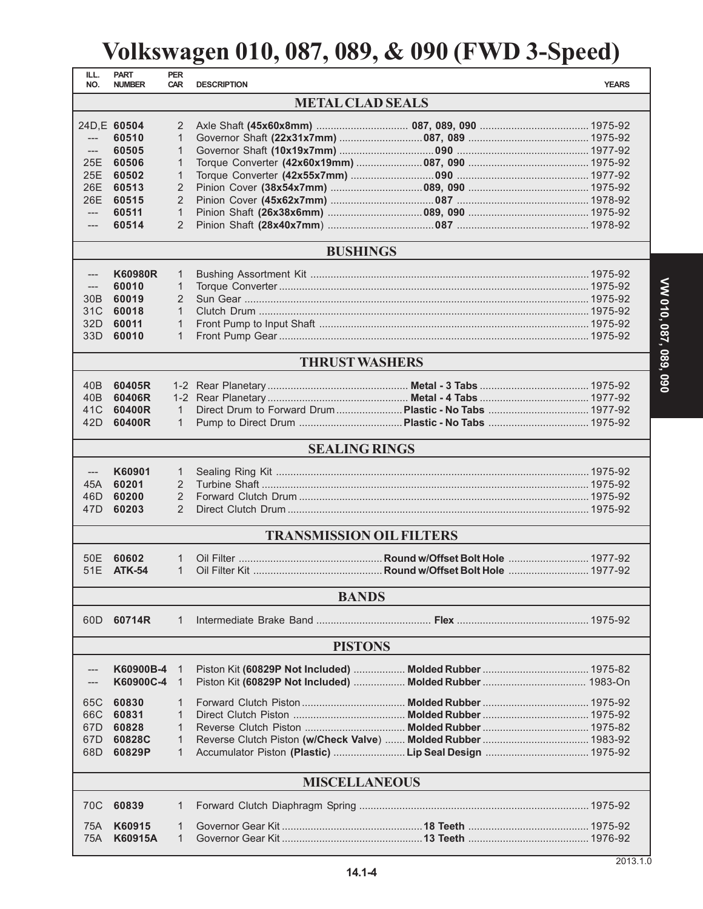# Volkswagen 010, 087, 089, & 090 (FWD 3-Speed)

| ILL. NO. | PART NUMBER | PER CAR | DESCRIPTION | | | YEARS |
|---|---|---|---|---|---|---|
| | | | **METAL CLAD SEALS** | | | |
| 24D,E | **60504** | 2 | Axle Shaft **(45x60x8mm)** | **087, 089, 090** | | 1975-92 |
| --- | **60510** | 1 | Governor Shaft **(22x31x7mm)** | **087, 089** | | 1975-92 |
| --- | **60505** | 1 | Governor Shaft **(10x19x7mm)** | **090** | | 1977-92 |
| 25E | **60506** | 1 | Torque Converter **(42x60x19mm)** | **087, 090** | | 1975-92 |
| 25E | **60502** | 1 | Torque Converter **(42x55x7mm)** | **090** | | 1977-92 |
| 26E | **60513** | 2 | Pinion Cover **(38x54x7mm)** | **089, 090** | | 1975-92 |
| 26E | **60515** | 2 | Pinion Cover **(45x62x7mm)** | **087** | | 1978-92 |
| --- | **60511** | 1 | Pinion Shaft **(26x38x6mm)** | **089, 090** | | 1975-92 |
| --- | **60514** | 2 | Pinion Shaft **(28x40x7mm)** | **087** | | 1978-92 |
| | | | **BUSHINGS** | | | |
| --- | **K60980R** | 1 | Bushing Assortment Kit | | | 1975-92 |
| --- | **60010** | 1 | Torque Converter | | | 1975-92 |
| 30B | **60019** | 2 | Sun Gear | | | 1975-92 |
| 31C | **60018** | 1 | Clutch Drum | | | 1975-92 |
| 32D | **60011** | 1 | Front Pump to Input Shaft | | | 1975-92 |
| 33D | **60010** | 1 | Front Pump Gear | | | 1975-92 |
| | | | **THRUST WASHERS** | | | |
| 40B | **60405R** | 1-2 | Rear Planetary | **Metal - 3 Tabs** | | 1975-92 |
| 40B | **60406R** | 1-2 | Rear Planetary | **Metal - 4 Tabs** | | 1977-92 |
| 41C | **60400R** | 1 | Direct Drum to Forward Drum | **Plastic - No Tabs** | | 1977-92 |
| 42D | **60400R** | 1 | Pump to Direct Drum | **Plastic - No Tabs** | | 1975-92 |
| | | | **SEALING RINGS** | | | |
| --- | **K60901** | 1 | Sealing Ring Kit | | | 1975-92 |
| 45A | **60201** | 2 | Turbine Shaft | | | 1975-92 |
| 46D | **60200** | 2 | Forward Clutch Drum | | | 1975-92 |
| 47D | **60203** | 2 | Direct Clutch Drum | | | 1975-92 |
| | | | **TRANSMISSION OIL FILTERS** | | | |
| 50E | **60602** | 1 | Oil Filter | **Round w/Offset Bolt Hole** | | 1977-92 |
| 51E | **ATK-54** | 1 | Oil Filter Kit | **Round w/Offset Bolt Hole** | | 1977-92 |
| | | | **BANDS** | | | |
| 60D | **60714R** | 1 | Intermediate Brake Band | **Flex** | | 1975-92 |
| | | | **PISTONS** | | | |
| --- | **K60900B-4** | 1 | Piston Kit **(60829P Not Included)** | **Molded Rubber** | | 1975-82 |
| --- | **K60900C-4** | 1 | Piston Kit **(60829P Not Included)** | **Molded Rubber** | | 1983-On |
| 65C | **60830** | 1 | Forward Clutch Piston | **Molded Rubber** | | 1975-92 |
| 66C | **60831** | 1 | Direct Clutch Piston | **Molded Rubber** | | 1975-92 |
| 67D | **60828** | 1 | Reverse Clutch Piston | **Molded Rubber** | | 1975-82 |
| 67D | **60828C** | 1 | Reverse Clutch Piston **(w/Check Valve)** | **Molded Rubber** | | 1983-92 |
| 68D | **60829P** | 1 | Accumulator Piston **(Plastic)** | **Lip Seal Design** | | 1975-92 |
| | | | **MISCELLANEOUS** | | | |
| 70C | **60839** | 1 | Forward Clutch Diaphragm Spring | | | 1975-92 |
| 75A | **K60915** | 1 | Governor Gear Kit | **18 Teeth** | | 1975-92 |
| 75A | **K60915A** | 1 | Governor Gear Kit | **13 Teeth** | | 1976-92 |

VW 010, 087, 089, 090

2013.1.0